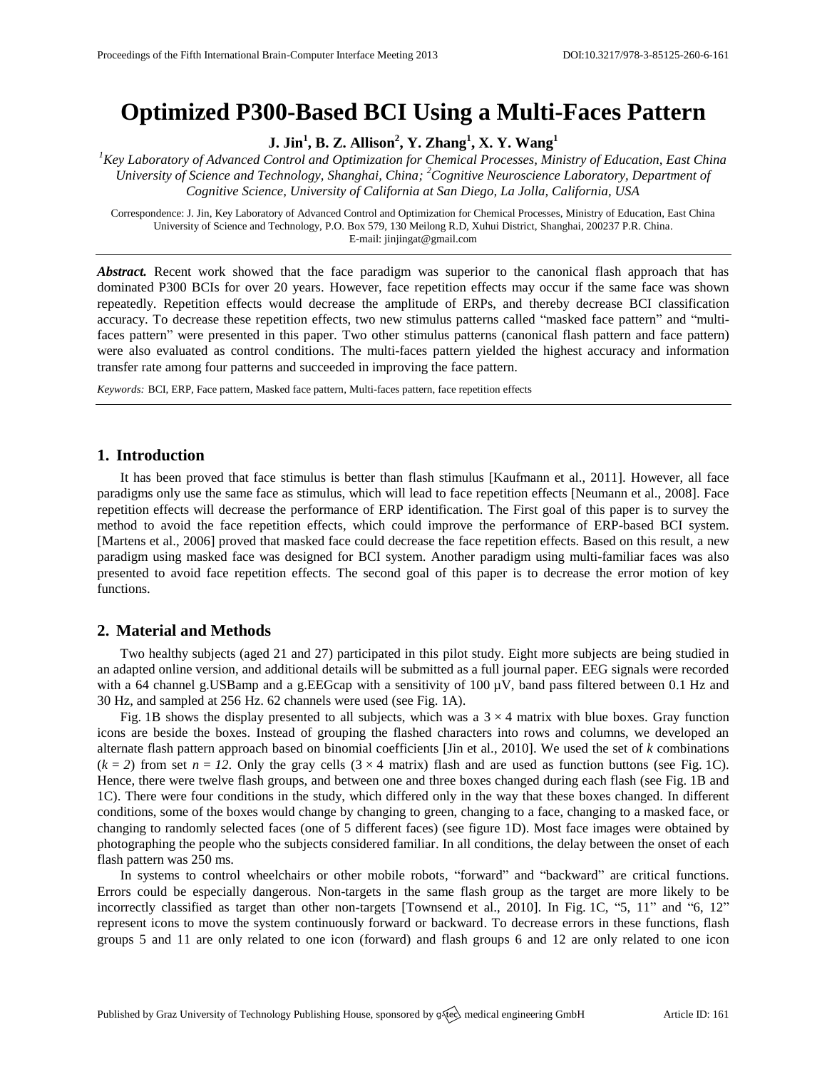# Optimized P300-Based BCI Using a Multi-Faces Pattern

**J. Jin[1], B. Z. Allison[2], Y. Zhang[1], X. Y. Wang[1]**

*[1]Key Laboratory of Advanced Control and Optimization for Chemical Processes, Ministry of Education, East China University of Science and Technology, Shanghai, China; [2]Cognitive Neuroscience Laboratory, Department of Cognitive Science, University of California at San Diego, La Jolla, California, USA*

Correspondence: J. Jin, Key Laboratory of Advanced Control and Optimization for Chemical Processes, Ministry of Education, East China University of Science and Technology, P.O. Box 579, 130 Meilong R.D, Xuhui District, Shanghai, 200237 P.R. China.
E-mail: jinjingat@gmail.com

***Abstract.*** Recent work showed that the face paradigm was superior to the canonical flash approach that has dominated P300 BCIs for over 20 years. However, face repetition effects may occur if the same face was shown repeatedly. Repetition effects would decrease the amplitude of ERPs, and thereby decrease BCI classification accuracy. To decrease these repetition effects, two new stimulus patterns called "masked face pattern" and "multi-faces pattern" were presented in this paper. Two other stimulus patterns (canonical flash pattern and face pattern) were also evaluated as control conditions. The multi-faces pattern yielded the highest accuracy and information transfer rate among four patterns and succeeded in improving the face pattern.

*Keywords:* BCI, ERP, Face pattern, Masked face pattern, Multi-faces pattern, face repetition effects

## 1. Introduction

It has been proved that face stimulus is better than flash stimulus [Kaufmann et al., 2011]. However, all face paradigms only use the same face as stimulus, which will lead to face repetition effects [Neumann et al., 2008]. Face repetition effects will decrease the performance of ERP identification. The First goal of this paper is to survey the method to avoid the face repetition effects, which could improve the performance of ERP-based BCI system. [Martens et al., 2006] proved that masked face could decrease the face repetition effects. Based on this result, a new paradigm using masked face was designed for BCI system. Another paradigm using multi-familiar faces was also presented to avoid face repetition effects. The second goal of this paper is to decrease the error motion of key functions.

## 2. Material and Methods

Two healthy subjects (aged 21 and 27) participated in this pilot study. Eight more subjects are being studied in an adapted online version, and additional details will be submitted as a full journal paper. EEG signals were recorded with a 64 channel g.USBamp and a g.EEGcap with a sensitivity of 100 μV, band pass filtered between 0.1 Hz and 30 Hz, and sampled at 256 Hz. 62 channels were used (see Fig. 1A).

Fig. 1B shows the display presented to all subjects, which was a $3 \times 4$ matrix with blue boxes. Gray function icons are beside the boxes. Instead of grouping the flashed characters into rows and columns, we developed an alternate flash pattern approach based on binomial coefficients [Jin et al., 2010]. We used the set of $k$ combinations ($k = 2$) from set $n = 12$. Only the gray cells ($3 \times 4$ matrix) flash and are used as function buttons (see Fig. 1C). Hence, there were twelve flash groups, and between one and three boxes changed during each flash (see Fig. 1B and 1C). There were four conditions in the study, which differed only in the way that these boxes changed. In different conditions, some of the boxes would change by changing to green, changing to a face, changing to a masked face, or changing to randomly selected faces (one of 5 different faces) (see figure 1D). Most face images were obtained by photographing the people who the subjects considered familiar. In all conditions, the delay between the onset of each flash pattern was 250 ms.

In systems to control wheelchairs or other mobile robots, "forward" and "backward" are critical functions. Errors could be especially dangerous. Non-targets in the same flash group as the target are more likely to be incorrectly classified as target than other non-targets [Townsend et al., 2010]. In Fig. 1C, "5, 11" and "6, 12" represent icons to move the system continuously forward or backward. To decrease errors in these functions, flash groups 5 and 11 are only related to one icon (forward) and flash groups 6 and 12 are only related to one icon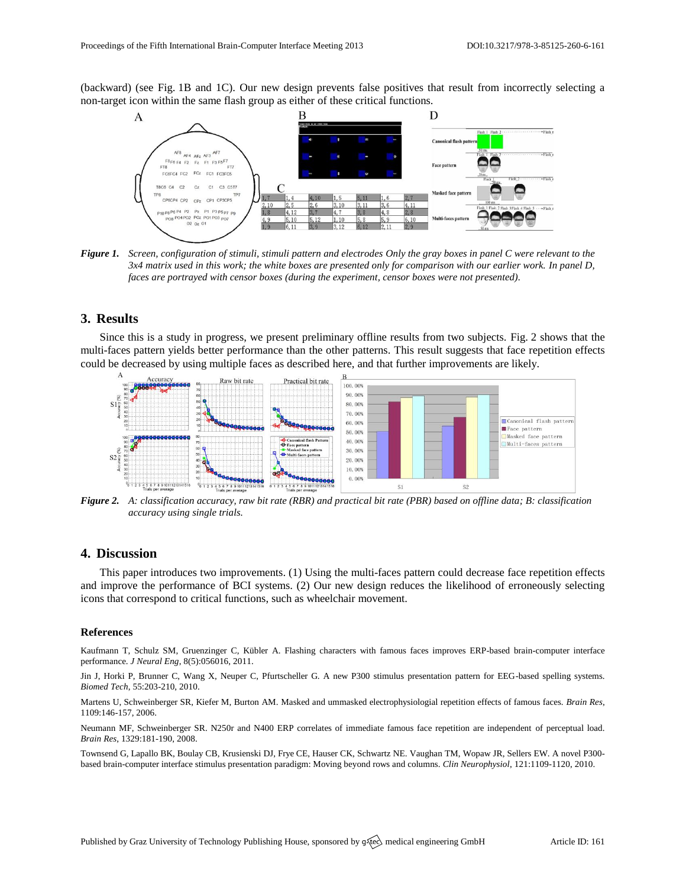(backward) (see Fig. 1B and 1C). Our new design prevents false positives that result from incorrectly selecting a non-target icon within the same flash group as either of these critical functions.

*Figure 1.* *Screen, configuration of stimuli, stimuli pattern and electrodes Only the gray boxes in panel C were relevant to the 3x4 matrix used in this work; the white boxes are presented only for comparison with our earlier work. In panel D, faces are portrayed with censor boxes (during the experiment, censor boxes were not presented).*

## 3. Results

Since this is a study in progress, we present preliminary offline results from two subjects. Fig. 2 shows that the multi-faces pattern yields better performance than the other patterns. This result suggests that face repetition effects could be decreased by using multiple faces as described here, and that further improvements are likely.

*Figure 2.* *A: classification accuracy, raw bit rate (RBR) and practical bit rate (PBR) based on offline data; B: classification accuracy using single trials.*

## 4. Discussion

This paper introduces two improvements. (1) Using the multi-faces pattern could decrease face repetition effects and improve the performance of BCI systems. (2) Our new design reduces the likelihood of erroneously selecting icons that correspond to critical functions, such as wheelchair movement.

### References

Kaufmann T, Schulz SM, Gruenzinger C, Kübler A. Flashing characters with famous faces improves ERP-based brain-computer interface performance. *J Neural Eng*, 8(5):056016, 2011.

Jin J, Horki P, Brunner C, Wang X, Neuper C, Pfurtscheller G. A new P300 stimulus presentation pattern for EEG-based spelling systems. *Biomed Tech*, 55:203-210, 2010.

Martens U, Schweinberger SR, Kiefer M, Burton AM. Masked and unmasked electrophysiological repetition effects of famous faces. *Brain Res*, 1109:146-157, 2006.

Neumann MF, Schweinberger SR. N250r and N400 ERP correlates of immediate famous face repetition are independent of perceptual load. *Brain Res*, 1329:181-190, 2008.

Townsend G, Lapallo BK, Boulay CB, Krusienski DJ, Frye CE, Hauser CK, Schwartz NE. Vaughan TM, Wopaw JR, Sellers EW. A novel P300-based brain-computer interface stimulus presentation paradigm: Moving beyond rows and columns. *Clin Neurophysiol*, 121:1109-1120, 2010.